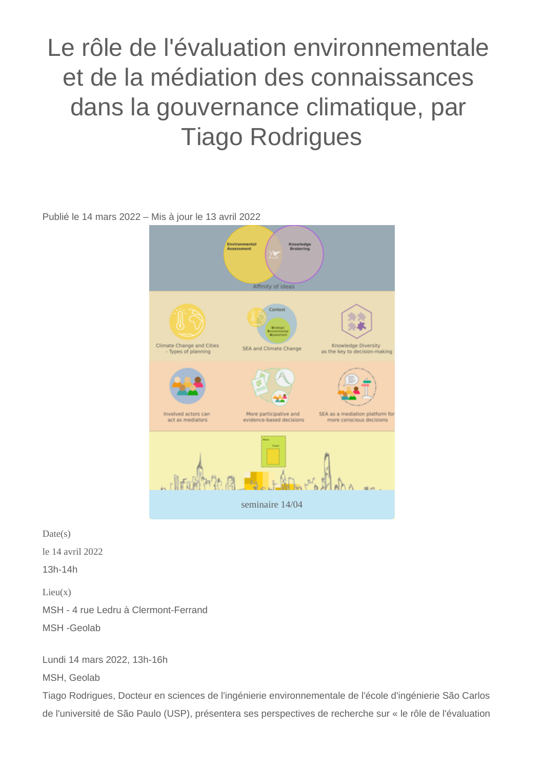# Le rôle de l'évaluation environnementale et de la médiation des connaissances dans la gouvernance climatique, par Tiago Rodrigues

Publié le 14 mars 2022 – Mis à jour le 13 avril 2022

seminaire 14/04

Date(s)

le 14 avril 2022

13h-14h

Lieu(x)

MSH - 4 rue Ledru à Clermont-Ferrand

MSH -Geolab

Lundi 14 mars 2022, 13h-16h

MSH, Geolab

Tiago Rodrigues, Docteur en sciences de l'ingénierie environnementale de l'école d'ingénierie São Carlos de l'université de São Paulo (USP), présentera ses perspectives de recherche sur « le rôle de l'évaluation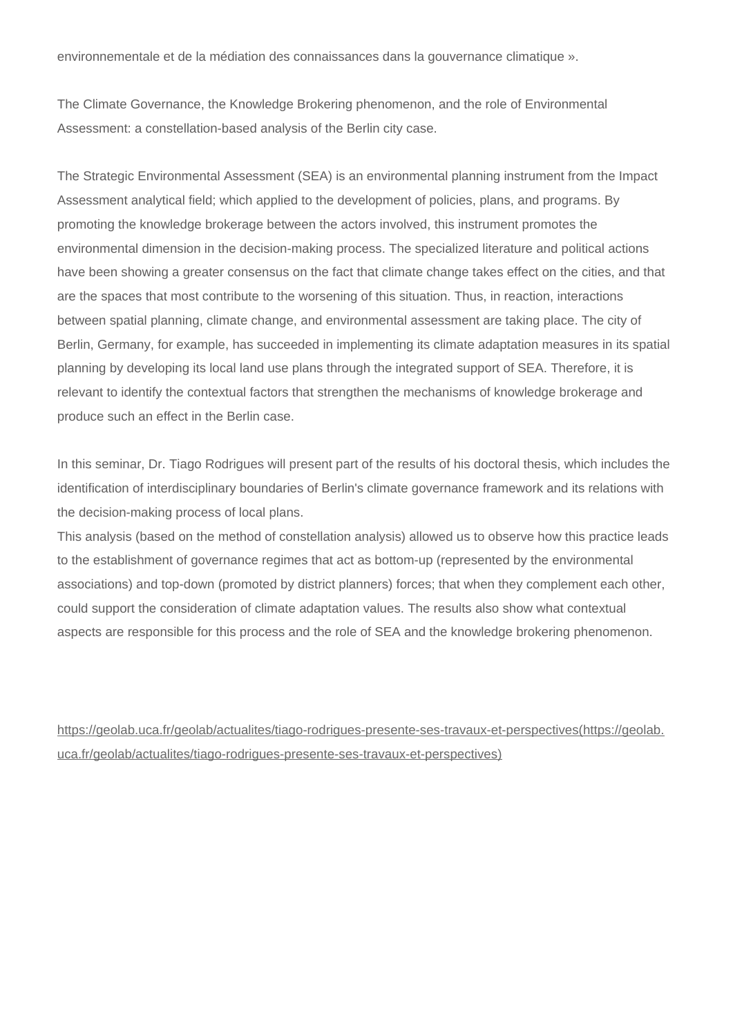environnementale et de la médiation des connaissances dans la gouvernance climatique ».

The Climate Governance, the Knowledge Brokering phenomenon, and the role of Environmental Assessment: a constellation-based analysis of the Berlin city case.

The Strategic Environmental Assessment (SEA) is an environmental planning instrument from the Impact Assessment analytical field; which applied to the development of policies, plans, and programs. By promoting the knowledge brokerage between the actors involved, this instrument promotes the environmental dimension in the decision-making process. The specialized literature and political actions have been showing a greater consensus on the fact that climate change takes effect on the cities, and that are the spaces that most contribute to the worsening of this situation. Thus, in reaction, interactions between spatial planning, climate change, and environmental assessment are taking place. The city of Berlin, Germany, for example, has succeeded in implementing its climate adaptation measures in its spatial planning by developing its local land use plans through the integrated support of SEA. Therefore, it is relevant to identify the contextual factors that strengthen the mechanisms of knowledge brokerage and produce such an effect in the Berlin case.

In this seminar, Dr. Tiago Rodrigues will present part of the results of his doctoral thesis, which includes the identification of interdisciplinary boundaries of Berlin's climate governance framework and its relations with the decision-making process of local plans.
This analysis (based on the method of constellation analysis) allowed us to observe how this practice leads to the establishment of governance regimes that act as bottom-up (represented by the environmental associations) and top-down (promoted by district planners) forces; that when they complement each other, could support the consideration of climate adaptation values. The results also show what contextual aspects are responsible for this process and the role of SEA and the knowledge brokering phenomenon.

https://geolab.uca.fr/geolab/actualites/tiago-rodrigues-presente-ses-travaux-et-perspectives(https://geolab.uca.fr/geolab/actualites/tiago-rodrigues-presente-ses-travaux-et-perspectives)